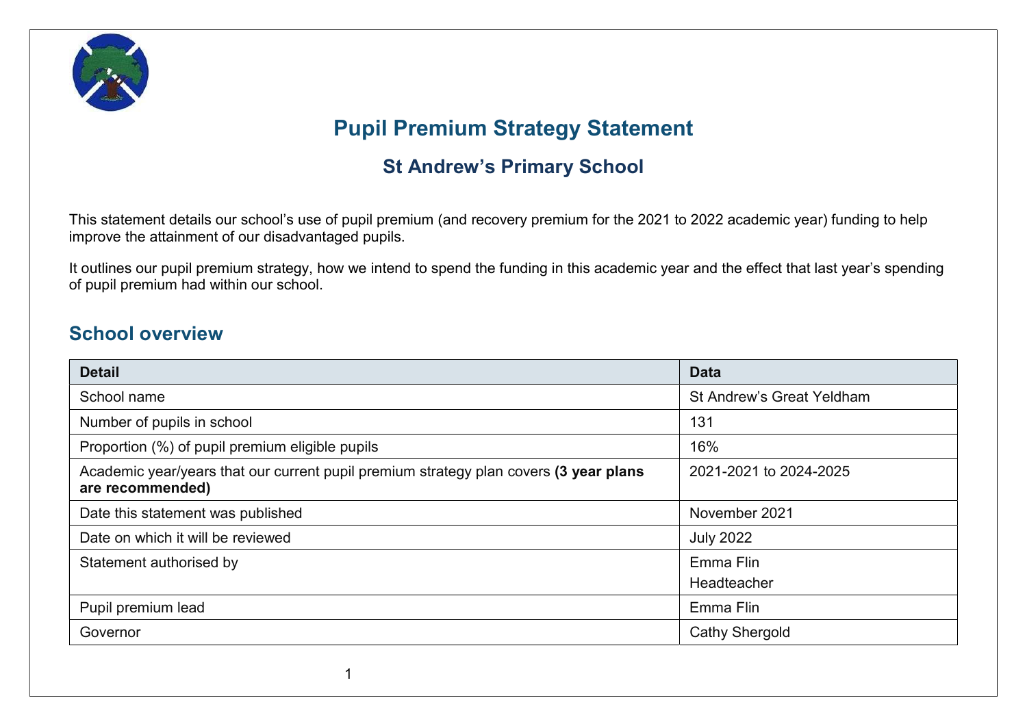# Pupil Premium Strategy Statement

## St Andrew's Primary School

This statement details our school's use of pupil premium (and recovery premium for the 2021 to 2022 academic year) funding to help improve the attainment of our disadvantaged pupils.

It outlines our pupil premium strategy, how we intend to spend the funding in this academic year and the effect that last year's spending of pupil premium had within our school.

## School overview

| Detail | Data |
|---|---|
| School name | St Andrew's Great Yeldham |
| Number of pupils in school | 131 |
| Proportion (%) of pupil premium eligible pupils | 16% |
| Academic year/years that our current pupil premium strategy plan covers **(3 year plans are recommended)** | 2021-2021 to 2024-2025 |
| Date this statement was published | November 2021 |
| Date on which it will be reviewed | July 2022 |
| Statement authorised by | Emma Flin<br>Headteacher |
| Pupil premium lead | Emma Flin |
| Governor | Cathy Shergold |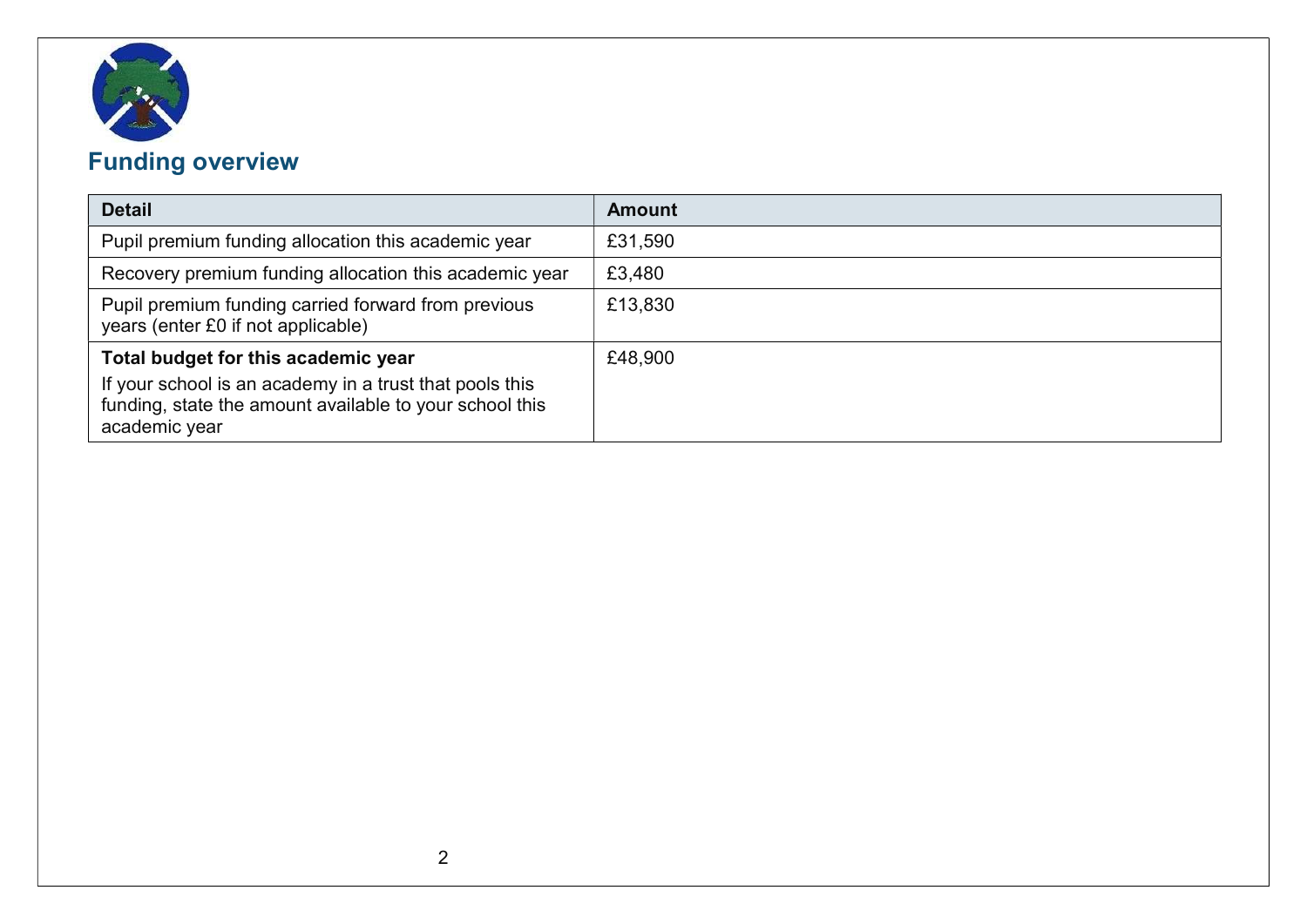## Funding overview

| Detail | Amount |
| --- | --- |
| Pupil premium funding allocation this academic year | £31,590 |
| Recovery premium funding allocation this academic year | £3,480 |
| Pupil premium funding carried forward from previous years (enter £0 if not applicable) | £13,830 |
| **Total budget for this academic year**<br>If your school is an academy in a trust that pools this funding, state the amount available to your school this academic year | £48,900 |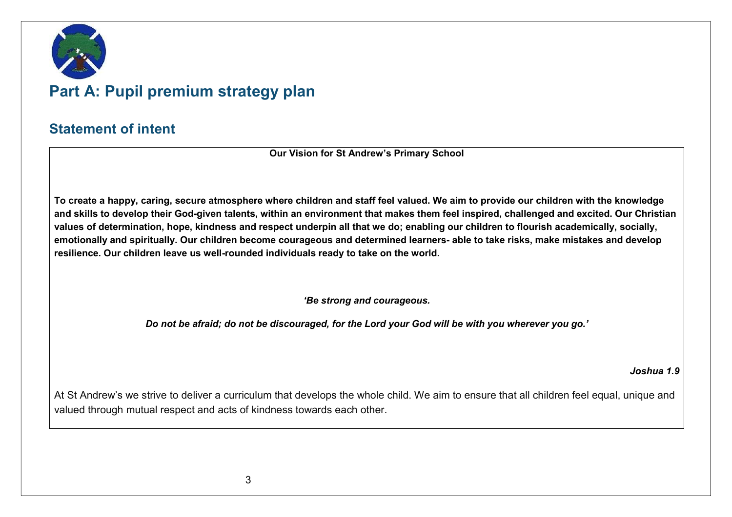# Part A: Pupil premium strategy plan

## Statement of intent

**Our Vision for St Andrew's Primary School**

**To create a happy, caring, secure atmosphere where children and staff feel valued. We aim to provide our children with the knowledge and skills to develop their God-given talents, within an environment that makes them feel inspired, challenged and excited. Our Christian values of determination, hope, kindness and respect underpin all that we do; enabling our children to flourish academically, socially, emotionally and spiritually. Our children become courageous and determined learners- able to take risks, make mistakes and develop resilience. Our children leave us well-rounded individuals ready to take on the world.**

***'Be strong and courageous.***

***Do not be afraid; do not be discouraged, for the Lord your God will be with you wherever you go.'***

***Joshua 1.9***

At St Andrew's we strive to deliver a curriculum that develops the whole child. We aim to ensure that all children feel equal, unique and valued through mutual respect and acts of kindness towards each other.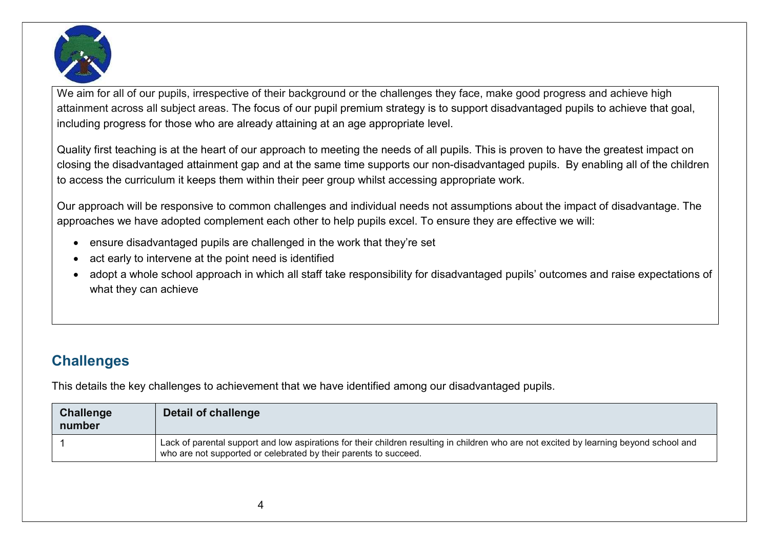We aim for all of our pupils, irrespective of their background or the challenges they face, make good progress and achieve high attainment across all subject areas. The focus of our pupil premium strategy is to support disadvantaged pupils to achieve that goal, including progress for those who are already attaining at an age appropriate level.

Quality first teaching is at the heart of our approach to meeting the needs of all pupils. This is proven to have the greatest impact on closing the disadvantaged attainment gap and at the same time supports our non-disadvantaged pupils. By enabling all of the children to access the curriculum it keeps them within their peer group whilst accessing appropriate work.

Our approach will be responsive to common challenges and individual needs not assumptions about the impact of disadvantage. The approaches we have adopted complement each other to help pupils excel. To ensure they are effective we will:

- ensure disadvantaged pupils are challenged in the work that they're set
- act early to intervene at the point need is identified
- adopt a whole school approach in which all staff take responsibility for disadvantaged pupils' outcomes and raise expectations of what they can achieve

## Challenges

This details the key challenges to achievement that we have identified among our disadvantaged pupils.

| Challenge number | Detail of challenge |
|---|---|
| 1 | Lack of parental support and low aspirations for their children resulting in children who are not excited by learning beyond school and who are not supported or celebrated by their parents to succeed. |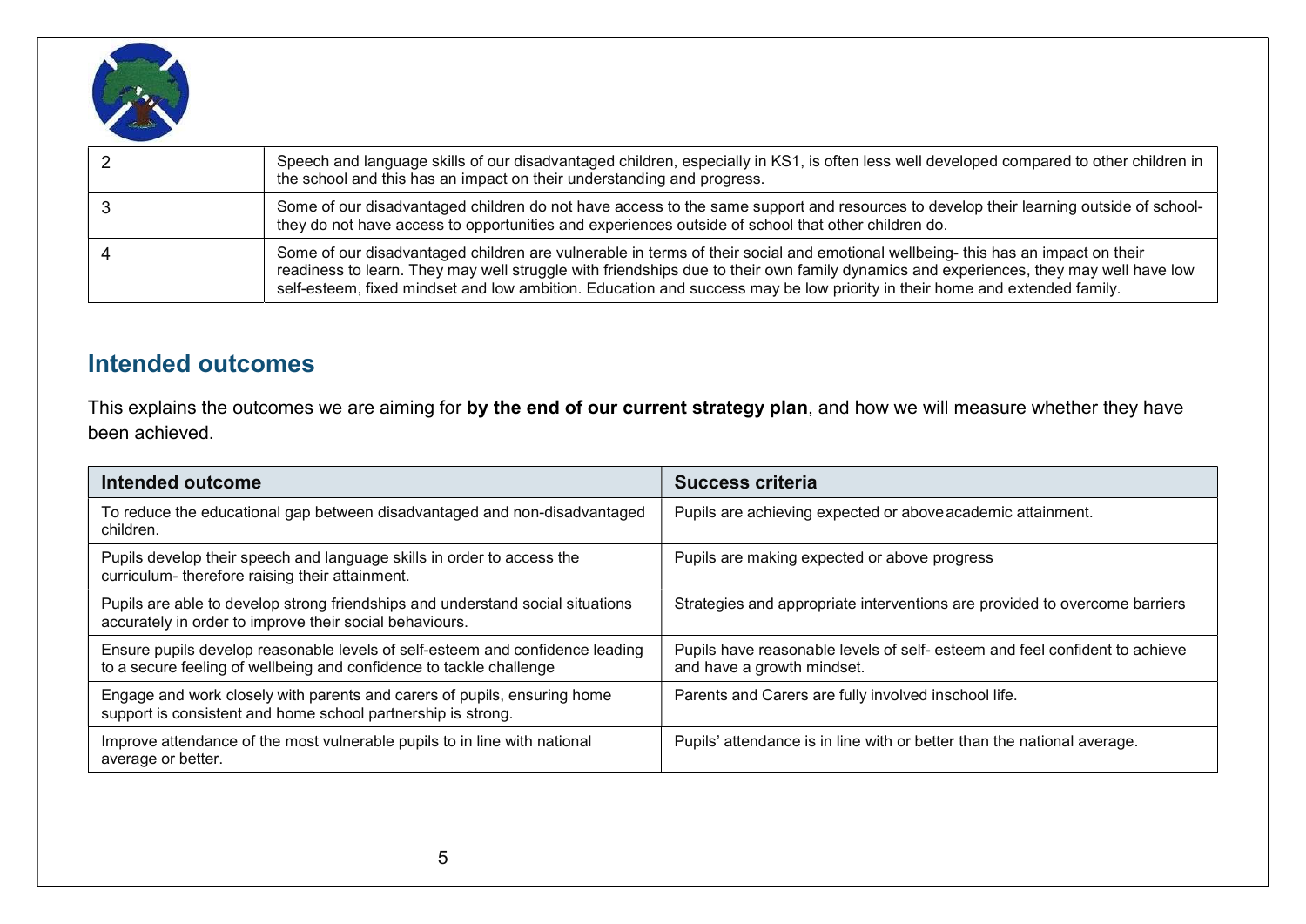| | |
|---|---|
| 2 | Speech and language skills of our disadvantaged children, especially in KS1, is often less well developed compared to other children in the school and this has an impact on their understanding and progress. |
| 3 | Some of our disadvantaged children do not have access to the same support and resources to develop their learning outside of school- they do not have access to opportunities and experiences outside of school that other children do. |
| 4 | Some of our disadvantaged children are vulnerable in terms of their social and emotional wellbeing- this has an impact on their readiness to learn. They may well struggle with friendships due to their own family dynamics and experiences, they may well have low self-esteem, fixed mindset and low ambition. Education and success may be low priority in their home and extended family. |

## Intended outcomes

This explains the outcomes we are aiming for **by the end of our current strategy plan**, and how we will measure whether they have been achieved.

| Intended outcome | Success criteria |
|---|---|
| To reduce the educational gap between disadvantaged and non-disadvantaged children. | Pupils are achieving expected or above academic attainment. |
| Pupils develop their speech and language skills in order to access the curriculum- therefore raising their attainment. | Pupils are making expected or above progress |
| Pupils are able to develop strong friendships and understand social situations accurately in order to improve their social behaviours. | Strategies and appropriate interventions are provided to overcome barriers |
| Ensure pupils develop reasonable levels of self-esteem and confidence leading to a secure feeling of wellbeing and confidence to tackle challenge | Pupils have reasonable levels of self- esteem and feel confident to achieve and have a growth mindset. |
| Engage and work closely with parents and carers of pupils, ensuring home support is consistent and home school partnership is strong. | Parents and Carers are fully involved inschool life. |
| Improve attendance of the most vulnerable pupils to in line with national average or better. | Pupils' attendance is in line with or better than the national average. |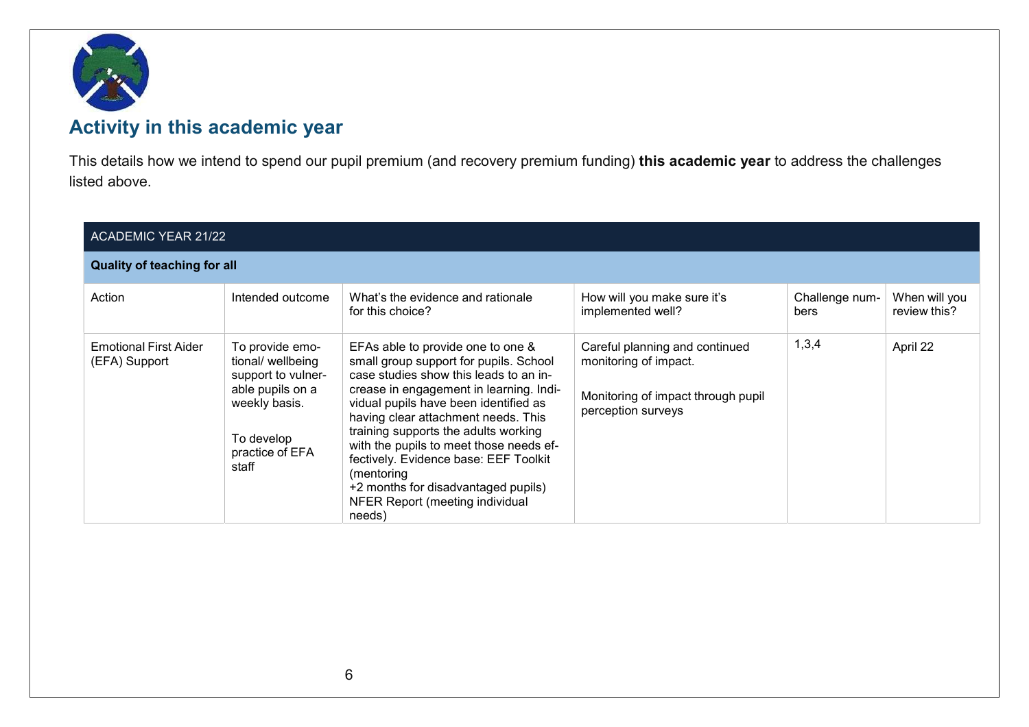## Activity in this academic year

This details how we intend to spend our pupil premium (and recovery premium funding) **this academic year** to address the challenges listed above.

| ACADEMIC YEAR 21/22 | | | | | |
|---|---|---|---|---|---|
| **Quality of teaching for all** | | | | | |
| Action | Intended outcome | What's the evidence and rationale for this choice? | How will you make sure it's implemented well? | Challenge numbers | When will you review this? |
| Emotional First Aider (EFA) Support | To provide emotional/ wellbeing support to vulnerable pupils on a weekly basis.<br><br>To develop practice of EFA staff | EFAs able to provide one to one & small group support for pupils. School case studies show this leads to an increase in engagement in learning. Individual pupils have been identified as having clear attachment needs. This training supports the adults working with the pupils to meet those needs effectively. Evidence base: EEF Toolkit (mentoring<br>+2 months for disadvantaged pupils)<br>NFER Report (meeting individual needs) | Careful planning and continued monitoring of impact.<br><br>Monitoring of impact through pupil perception surveys | 1,3,4 | April 22 |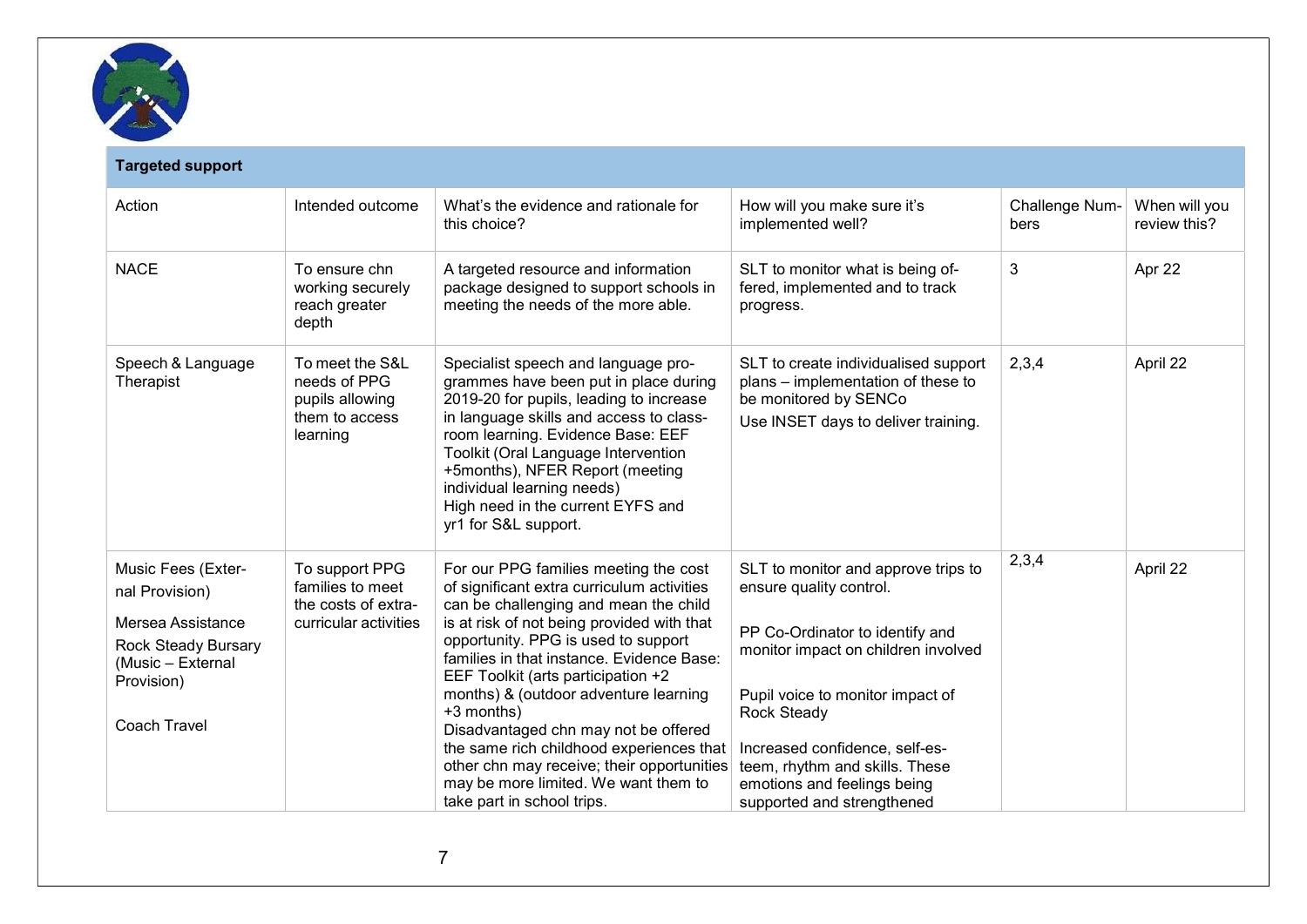| Targeted support | | | | | |
|---|---|---|---|---|---|
| Action | Intended outcome | What's the evidence and rationale for this choice? | How will you make sure it's implemented well? | Challenge Numbers | When will you review this? |
| NACE | To ensure chn working securely reach greater depth | A targeted resource and information package designed to support schools in meeting the needs of the more able. | SLT to monitor what is being offered, implemented and to track progress. | 3 | Apr 22 |
| Speech & Language Therapist | To meet the S&L needs of PPG pupils allowing them to access learning | Specialist speech and language programmes have been put in place during 2019-20 for pupils, leading to increase in language skills and access to classroom learning. Evidence Base: EEF Toolkit (Oral Language Intervention +5months), NFER Report (meeting individual learning needs)<br>High need in the current EYFS and yr1 for S&L support. | SLT to create individualised support plans – implementation of these to be monitored by SENCo<br>Use INSET days to deliver training. | 2,3,4 | April 22 |
| Music Fees (External Provision)<br>Mersea Assistance<br>Rock Steady Bursary (Music – External Provision)<br>Coach Travel | To support PPG families to meet the costs of extra-curricular activities | For our PPG families meeting the cost of significant extra curriculum activities can be challenging and mean the child is at risk of not being provided with that opportunity. PPG is used to support families in that instance. Evidence Base: EEF Toolkit (arts participation +2 months) & (outdoor adventure learning +3 months)<br>Disadvantaged chn may not be offered the same rich childhood experiences that other chn may receive; their opportunities may be more limited. We want them to take part in school trips. | SLT to monitor and approve trips to ensure quality control.<br>PP Co-Ordinator to identify and monitor impact on children involved<br>Pupil voice to monitor impact of Rock Steady<br>Increased confidence, self-esteem, rhythm and skills. These emotions and feelings being supported and strengthened | 2,3,4 | April 22 |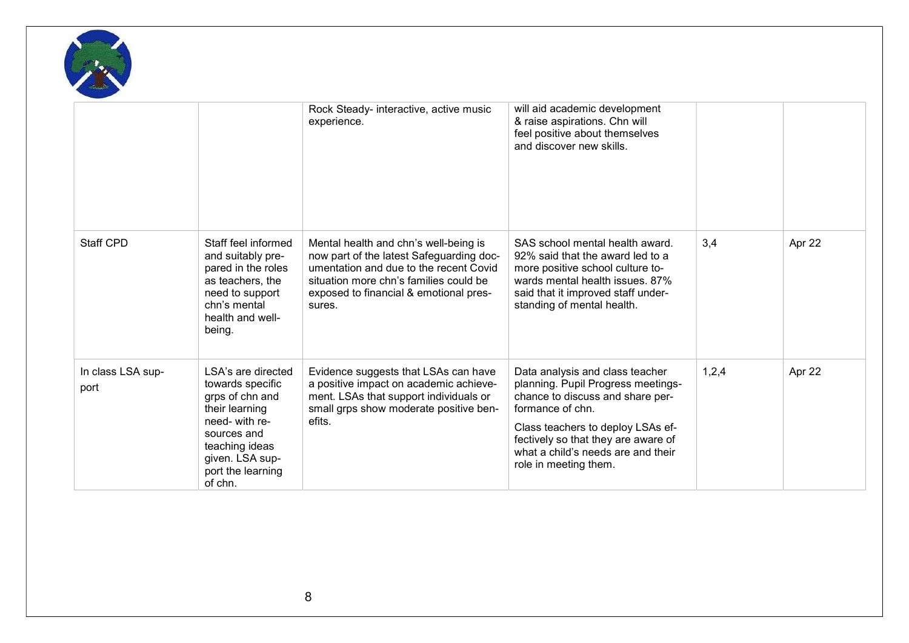| | | | | | |
|---|---|---|---|---|---|
| | | Rock Steady- interactive, active music experience. | will aid academic development & raise aspirations. Chn will feel positive about themselves and discover new skills. | | |
| Staff CPD | Staff feel informed and suitably prepared in the roles as teachers, the need to support chn's mental health and well-being. | Mental health and chn's well-being is now part of the latest Safeguarding documentation and due to the recent Covid situation more chn's families could be exposed to financial & emotional pressures. | SAS school mental health award. 92% said that the award led to a more positive school culture towards mental health issues. 87% said that it improved staff understanding of mental health. | 3,4 | Apr 22 |
| In class LSA support | LSA's are directed towards specific grps of chn and their learning need- with resources and teaching ideas given. LSA support the learning of chn. | Evidence suggests that LSAs can have a positive impact on academic achievement. LSAs that support individuals or small grps show moderate positive benefits. | Data analysis and class teacher planning. Pupil Progress meetings- chance to discuss and share performance of chn.<br><br>Class teachers to deploy LSAs effectively so that they are aware of what a child's needs are and their role in meeting them. | 1,2,4 | Apr 22 |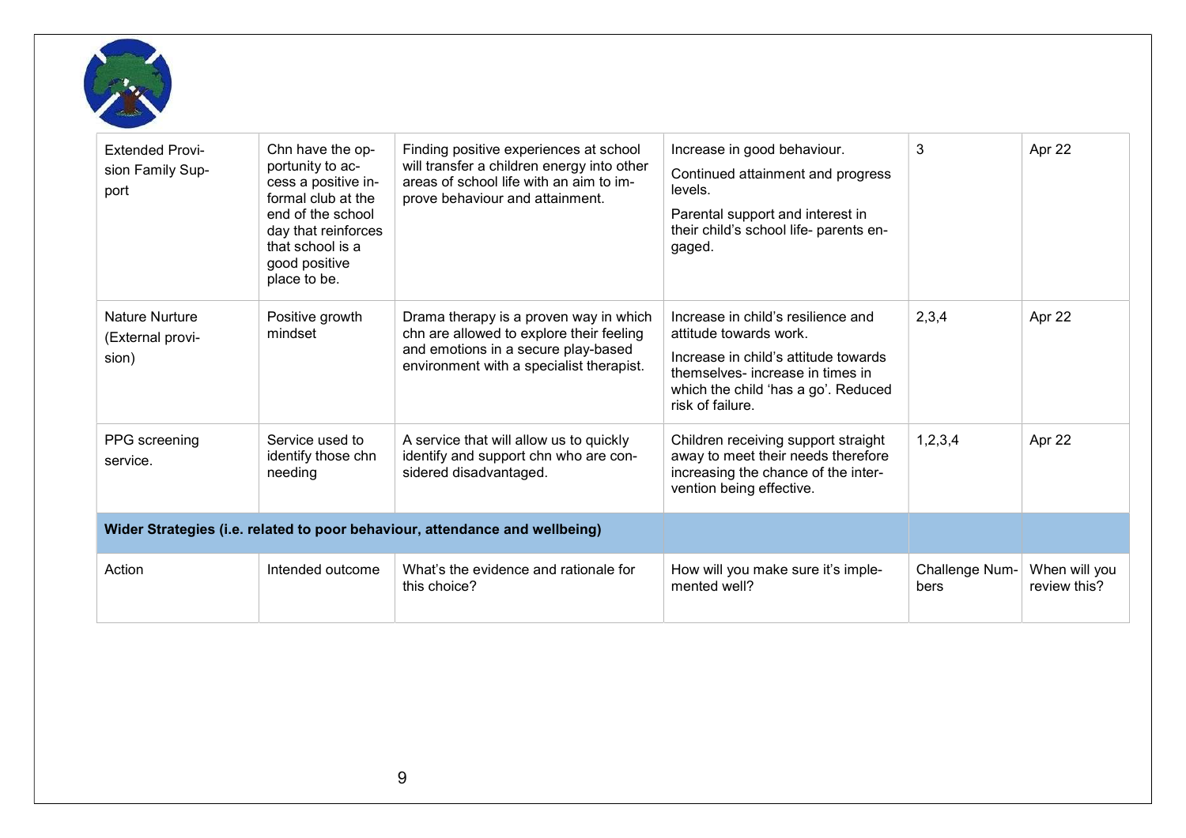| Extended Provision Family Support | Chn have the opportunity to access a positive informal club at the end of the school day that reinforces that school is a good positive place to be. | Finding positive experiences at school will transfer a children energy into other areas of school life with an aim to improve behaviour and attainment. | Increase in good behaviour. Continued attainment and progress levels. Parental support and interest in their child's school life- parents engaged. | 3 | Apr 22 |
|---|---|---|---|---|---|
| Nature Nurture (External provision) | Positive growth mindset | Drama therapy is a proven way in which chn are allowed to explore their feeling and emotions in a secure play-based environment with a specialist therapist. | Increase in child's resilience and attitude towards work. Increase in child's attitude towards themselves- increase in times in which the child 'has a go'. Reduced risk of failure. | 2,3,4 | Apr 22 |
| PPG screening service. | Service used to identify those chn needing | A service that will allow us to quickly identify and support chn who are considered disadvantaged. | Children receiving support straight away to meet their needs therefore increasing the chance of the intervention being effective. | 1,2,3,4 | Apr 22 |
| **Wider Strategies (i.e. related to poor behaviour, attendance and wellbeing)** | | | | | |
| Action | Intended outcome | What's the evidence and rationale for this choice? | How will you make sure it's implemented well? | Challenge Numbers | When will you review this? |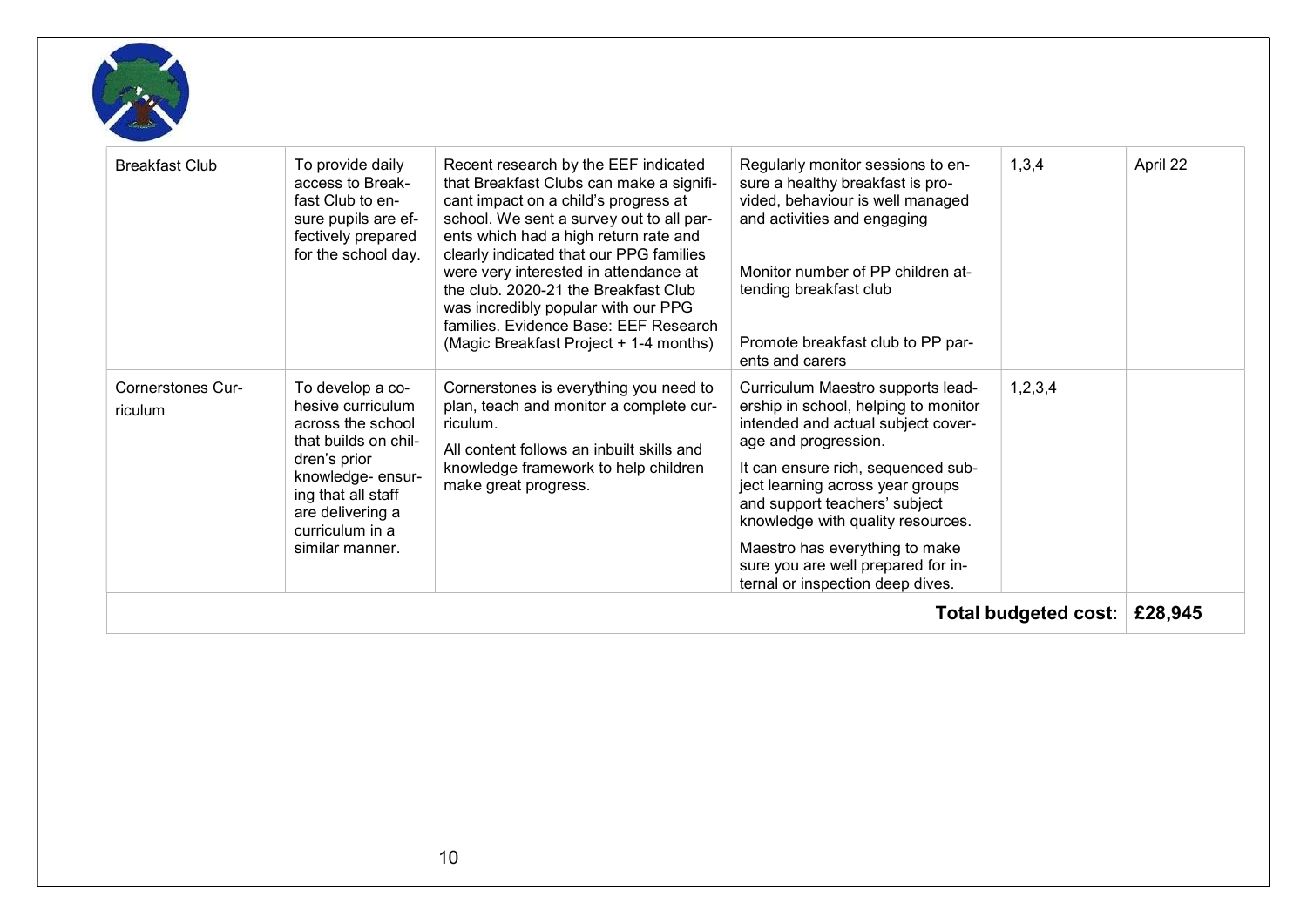| | | | | | |
|---|---|---|---|---|---|
| Breakfast Club | To provide daily access to Breakfast Club to ensure pupils are effectively prepared for the school day. | Recent research by the EEF indicated that Breakfast Clubs can make a significant impact on a child's progress at school. We sent a survey out to all parents which had a high return rate and clearly indicated that our PPG families were very interested in attendance at the club. 2020-21 the Breakfast Club was incredibly popular with our PPG families. Evidence Base: EEF Research (Magic Breakfast Project + 1-4 months) | Regularly monitor sessions to ensure a healthy breakfast is provided, behaviour is well managed and activities and engaging<br><br>Monitor number of PP children attending breakfast club<br><br>Promote breakfast club to PP parents and carers | 1,3,4 | April 22 |
| Cornerstones Curriculum | To develop a cohesive curriculum across the school that builds on children's prior knowledge- ensuring that all staff are delivering a curriculum in a similar manner. | Cornerstones is everything you need to plan, teach and monitor a complete curriculum.<br><br>All content follows an inbuilt skills and knowledge framework to help children make great progress. | Curriculum Maestro supports leadership in school, helping to monitor intended and actual subject coverage and progression.<br><br>It can ensure rich, sequenced subject learning across year groups and support teachers' subject knowledge with quality resources.<br><br>Maestro has everything to make sure you are well prepared for internal or inspection deep dives. | 1,2,3,4 | |
| | | | | **Total budgeted cost:** | **£28,945** |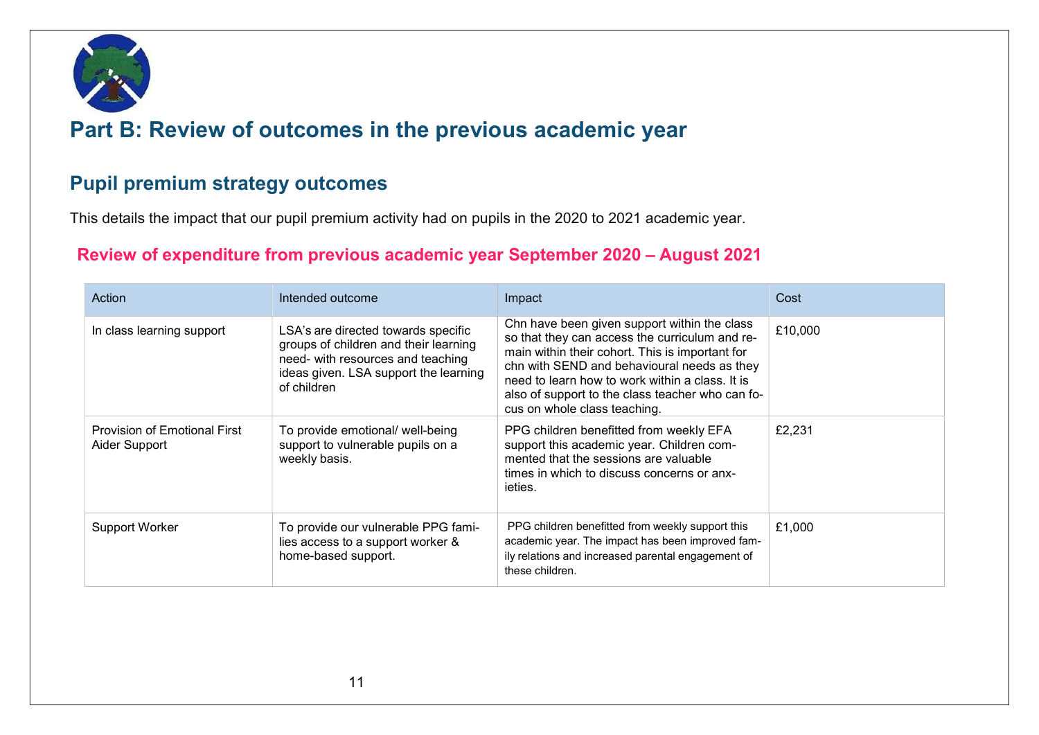# Part B: Review of outcomes in the previous academic year

## Pupil premium strategy outcomes

This details the impact that our pupil premium activity had on pupils in the 2020 to 2021 academic year.

### Review of expenditure from previous academic year September 2020 – August 2021

| Action | Intended outcome | Impact | Cost |
|---|---|---|---|
| In class learning support | LSA's are directed towards specific groups of children and their learning need- with resources and teaching ideas given. LSA support the learning of children | Chn have been given support within the class so that they can access the curriculum and remain within their cohort. This is important for chn with SEND and behavioural needs as they need to learn how to work within a class. It is also of support to the class teacher who can focus on whole class teaching. | £10,000 |
| Provision of Emotional First Aider Support | To provide emotional/ well-being support to vulnerable pupils on a weekly basis. | PPG children benefitted from weekly EFA support this academic year. Children commented that the sessions are valuable times in which to discuss concerns or anxieties. | £2,231 |
| Support Worker | To provide our vulnerable PPG families access to a support worker & home-based support. | PPG children benefitted from weekly support this academic year. The impact has been improved family relations and increased parental engagement of these children. | £1,000 |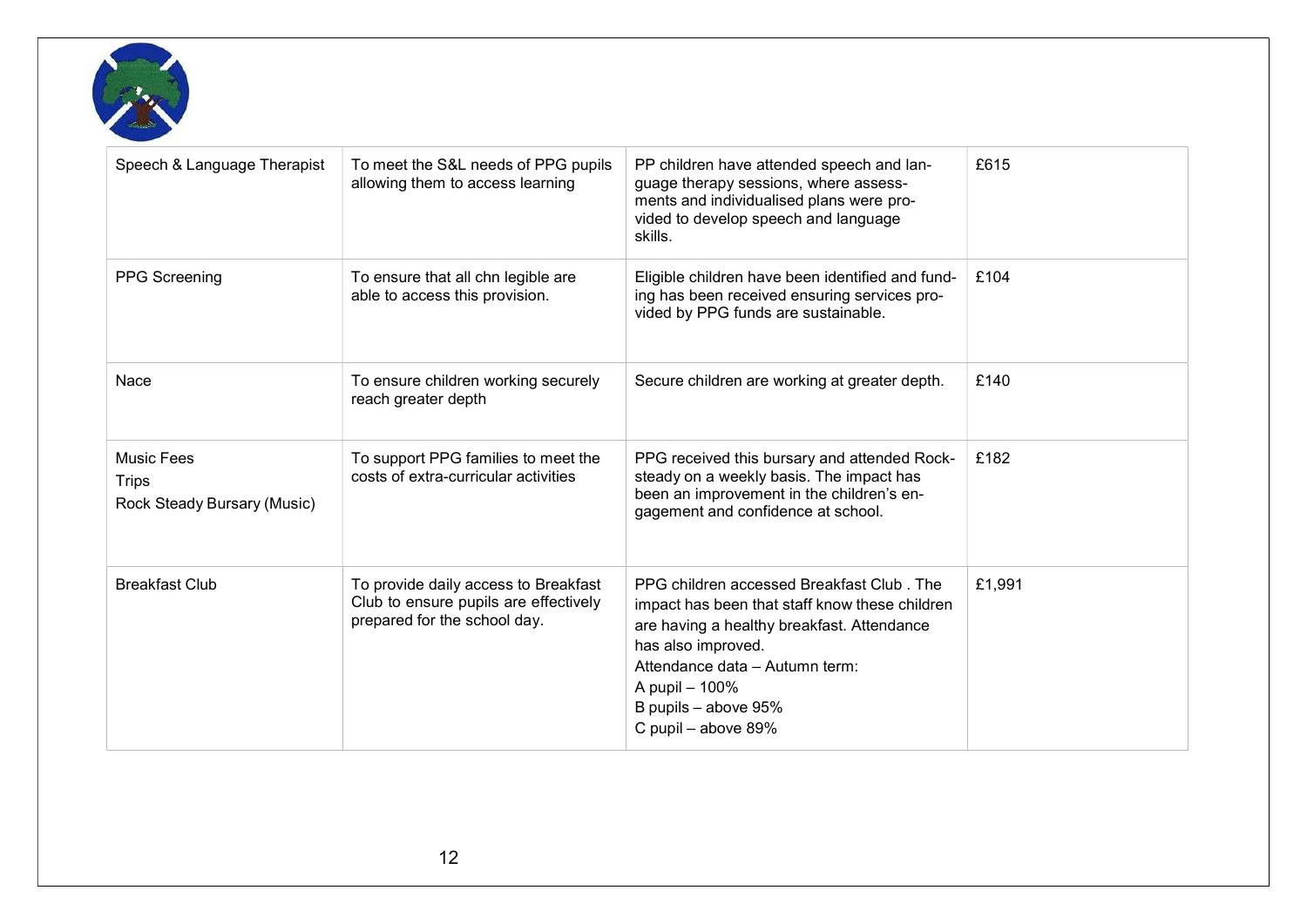| Speech & Language Therapist | To meet the S&L needs of PPG pupils allowing them to access learning | PP children have attended speech and language therapy sessions, where assessments and individualised plans were provided to develop speech and language skills. | £615 |
|---|---|---|---|
| PPG Screening | To ensure that all chn legible are able to access this provision. | Eligible children have been identified and funding has been received ensuring services provided by PPG funds are sustainable. | £104 |
| Nace | To ensure children working securely reach greater depth | Secure children are working at greater depth. | £140 |
| Music Fees<br>Trips<br>Rock Steady Bursary (Music) | To support PPG families to meet the costs of extra-curricular activities | PPG received this bursary and attended Rocksteady on a weekly basis. The impact has been an improvement in the children's engagement and confidence at school. | £182 |
| Breakfast Club | To provide daily access to Breakfast Club to ensure pupils are effectively prepared for the school day. | PPG children accessed Breakfast Club . The impact has been that staff know these children are having a healthy breakfast. Attendance has also improved.<br>Attendance data – Autumn term:<br>A pupil – 100%<br>B pupils – above 95%<br>C pupil – above 89% | £1,991 |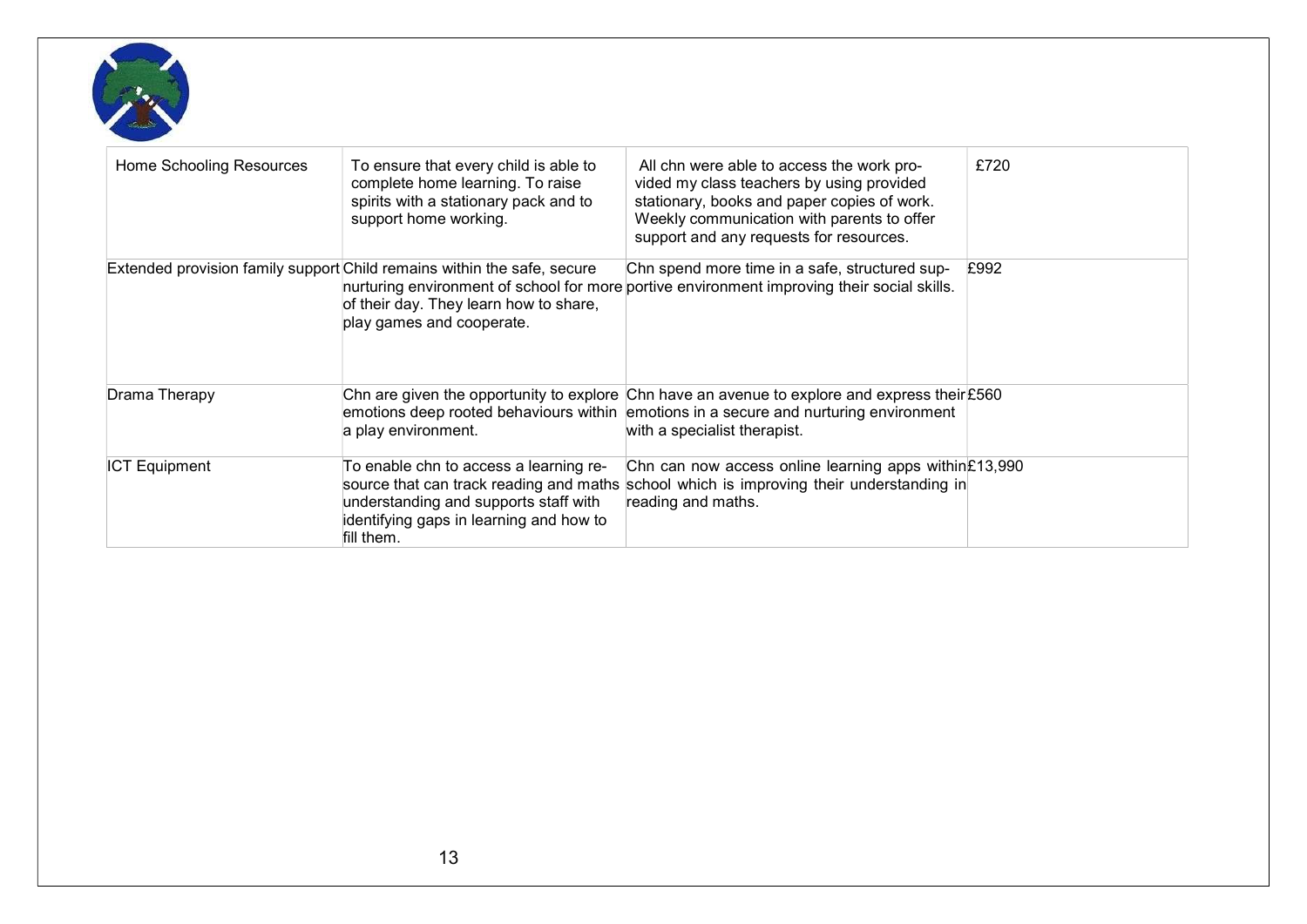| Home Schooling Resources | To ensure that every child is able to complete home learning. To raise spirits with a stationary pack and to support home working. | All chn were able to access the work provided my class teachers by using provided stationary, books and paper copies of work. Weekly communication with parents to offer support and any requests for resources. | £720 |
|---|---|---|---|
| Extended provision family support | Child remains within the safe, secure nurturing environment of school for more of their day. They learn how to share, play games and cooperate. | Chn spend more time in a safe, structured supportive environment improving their social skills. | £992 |
| Drama Therapy | Chn are given the opportunity to explore emotions deep rooted behaviours within a play environment. | Chn have an avenue to explore and express their emotions in a secure and nurturing environment with a specialist therapist. | £560 |
| ICT Equipment | To enable chn to access a learning resource that can track reading and maths understanding and supports staff with identifying gaps in learning and how to fill them. | Chn can now access online learning apps within school which is improving their understanding in reading and maths. | £13,990 |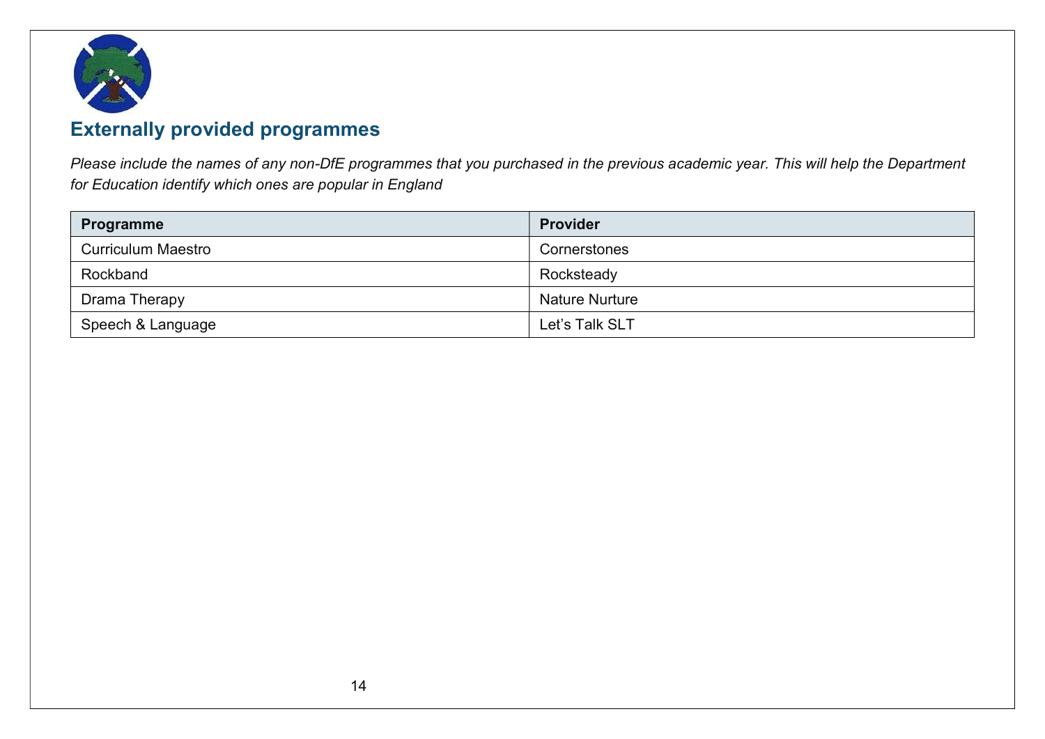## Externally provided programmes

*Please include the names of any non-DfE programmes that you purchased in the previous academic year. This will help the Department for Education identify which ones are popular in England*

| Programme | Provider |
| --- | --- |
| Curriculum Maestro | Cornerstones |
| Rockband | Rocksteady |
| Drama Therapy | Nature Nurture |
| Speech & Language | Let's Talk SLT |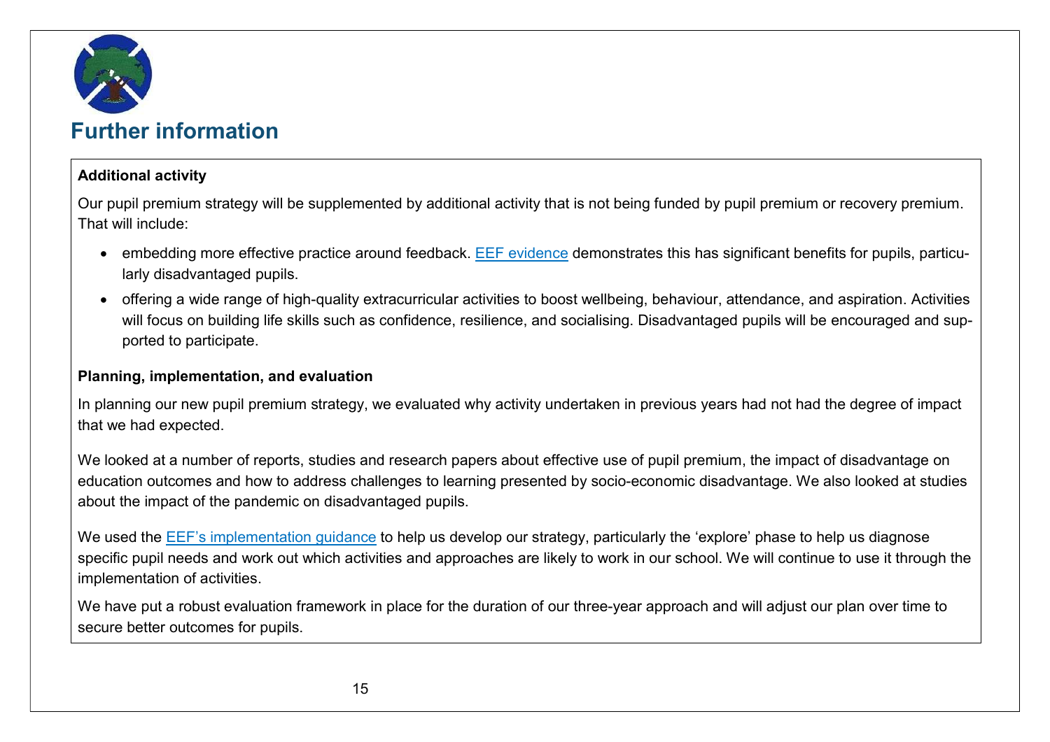## Further information

**Additional activity**

Our pupil premium strategy will be supplemented by additional activity that is not being funded by pupil premium or recovery premium. That will include:

- embedding more effective practice around feedback. EEF evidence demonstrates this has significant benefits for pupils, particularly disadvantaged pupils.
- offering a wide range of high-quality extracurricular activities to boost wellbeing, behaviour, attendance, and aspiration. Activities will focus on building life skills such as confidence, resilience, and socialising. Disadvantaged pupils will be encouraged and supported to participate.

**Planning, implementation, and evaluation**

In planning our new pupil premium strategy, we evaluated why activity undertaken in previous years had not had the degree of impact that we had expected.

We looked at a number of reports, studies and research papers about effective use of pupil premium, the impact of disadvantage on education outcomes and how to address challenges to learning presented by socio-economic disadvantage. We also looked at studies about the impact of the pandemic on disadvantaged pupils.

We used the EEF's implementation guidance to help us develop our strategy, particularly the 'explore' phase to help us diagnose specific pupil needs and work out which activities and approaches are likely to work in our school. We will continue to use it through the implementation of activities.

We have put a robust evaluation framework in place for the duration of our three-year approach and will adjust our plan over time to secure better outcomes for pupils.